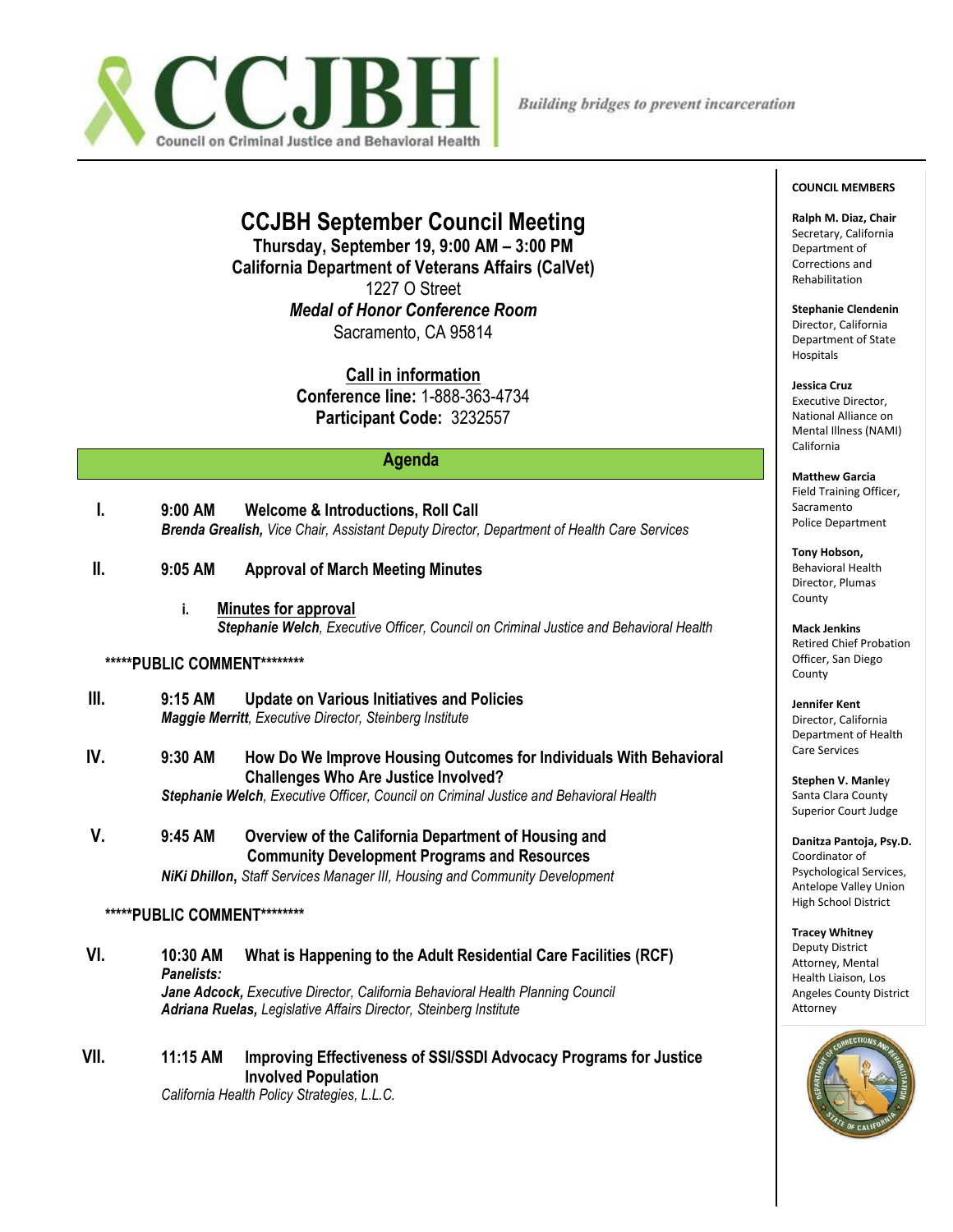**CCJBH**
Council on Criminal Justice and Behavioral Health

*Building bridges to prevent incarceration*

# CCJBH September Council Meeting

**Thursday, September 19, 9:00 AM – 3:00 PM**
**California Department of Veterans Affairs (CalVet)**
1227 O Street
***Medal of Honor Conference Room***
Sacramento, CA 95814

**Call in information**
**Conference line:** 1-888-363-4734
**Participant Code:** 3232557

## Agenda

**I.** **9:00 AM** **Welcome & Introductions, Roll Call**
***Brenda Grealish**, Vice Chair, Assistant Deputy Director, Department of Health Care Services*

**II.** **9:05 AM** **Approval of March Meeting Minutes**

- i. **Minutes for approval**
***Stephanie Welch**, Executive Officer, Council on Criminal Justice and Behavioral Health*

**\*\*\*\*\*PUBLIC COMMENT\*\*\*\*\*\*\*\***

**III.** **9:15 AM** **Update on Various Initiatives and Policies**
***Maggie Merritt**, Executive Director, Steinberg Institute*

**IV.** **9:30 AM** **How Do We Improve Housing Outcomes for Individuals With Behavioral Challenges Who Are Justice Involved?**
***Stephanie Welch**, Executive Officer, Council on Criminal Justice and Behavioral Health*

**V.** **9:45 AM** **Overview of the California Department of Housing and Community Development Programs and Resources**
**NiKi Dhillon**, *Staff Services Manager III, Housing and Community Development*

**\*\*\*\*\*PUBLIC COMMENT\*\*\*\*\*\*\*\***

**VI.** **10:30 AM** **What is Happening to the Adult Residential Care Facilities (RCF)**
***Panelists:***
***Jane Adcock,** Executive Director, California Behavioral Health Planning Council*
***Adriana Ruelas,** Legislative Affairs Director, Steinberg Institute*

**VII.** **11:15 AM** **Improving Effectiveness of SSI/SSDI Advocacy Programs for Justice Involved Population**
*California Health Policy Strategies, L.L.C.*

---

**COUNCIL MEMBERS**

**Ralph M. Diaz, Chair**
Secretary, California Department of Corrections and Rehabilitation

**Stephanie Clendenin**
Director, California Department of State Hospitals

**Jessica Cruz**
Executive Director, National Alliance on Mental Illness (NAMI) California

**Matthew Garcia**
Field Training Officer, Sacramento Police Department

**Tony Hobson,**
Behavioral Health Director, Plumas County

**Mack Jenkins**
Retired Chief Probation Officer, San Diego County

**Jennifer Kent**
Director, California Department of Health Care Services

**Stephen V. Manley**
Santa Clara County Superior Court Judge

**Danitza Pantoja, Psy.D.**
Coordinator of Psychological Services, Antelope Valley Union High School District

**Tracey Whitney**
Deputy District Attorney, Mental Health Liaison, Los Angeles County District Attorney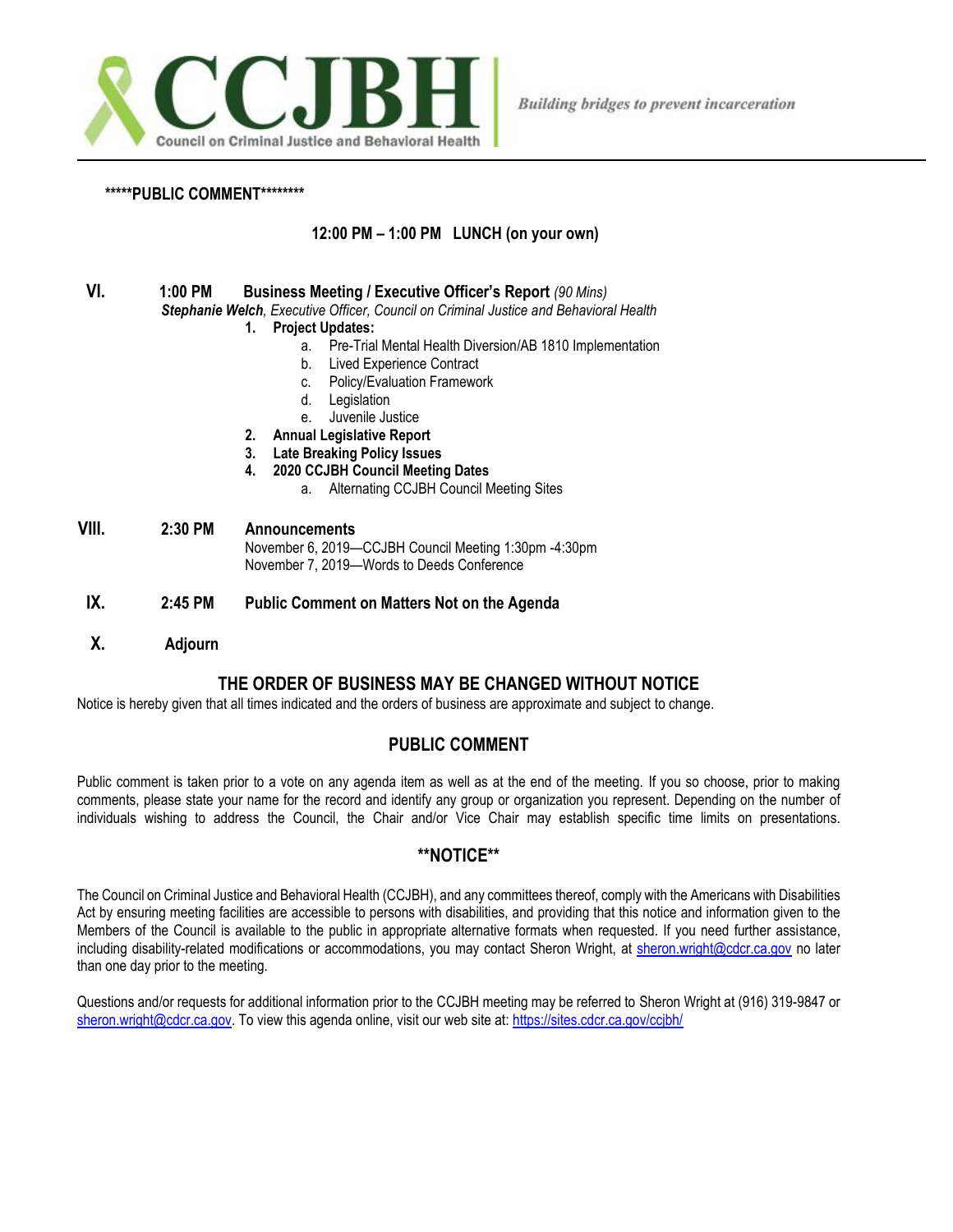# CCJBH

Council on Criminal Justice and Behavioral Health

*Building bridges to prevent incarceration*

**\*\*\*\*\*PUBLIC COMMENT\*\*\*\*\*\*\*\***

**12:00 PM – 1:00 PM LUNCH (on your own)**

**VI. 1:00 PM Business Meeting / Executive Officer's Report** *(90 Mins)*

***Stephanie Welch****, Executive Officer, Council on Criminal Justice and Behavioral Health*

1. **Project Updates:**
   a. Pre-Trial Mental Health Diversion/AB 1810 Implementation
   b. Lived Experience Contract
   c. Policy/Evaluation Framework
   d. Legislation
   e. Juvenile Justice
2. **Annual Legislative Report**
3. **Late Breaking Policy Issues**
4. **2020 CCJBH Council Meeting Dates**
   a. Alternating CCJBH Council Meeting Sites

**VIII. 2:30 PM Announcements**

November 6, 2019—CCJBH Council Meeting 1:30pm -4:30pm
November 7, 2019—Words to Deeds Conference

**IX. 2:45 PM Public Comment on Matters Not on the Agenda**

**X. Adjourn**

## THE ORDER OF BUSINESS MAY BE CHANGED WITHOUT NOTICE

Notice is hereby given that all times indicated and the orders of business are approximate and subject to change.

## PUBLIC COMMENT

Public comment is taken prior to a vote on any agenda item as well as at the end of the meeting. If you so choose, prior to making comments, please state your name for the record and identify any group or organization you represent. Depending on the number of individuals wishing to address the Council, the Chair and/or Vice Chair may establish specific time limits on presentations.

## \*\*NOTICE\*\*

The Council on Criminal Justice and Behavioral Health (CCJBH), and any committees thereof, comply with the Americans with Disabilities Act by ensuring meeting facilities are accessible to persons with disabilities, and providing that this notice and information given to the Members of the Council is available to the public in appropriate alternative formats when requested. If you need further assistance, including disability-related modifications or accommodations, you may contact Sheron Wright, at sheron.wright@cdcr.ca.gov no later than one day prior to the meeting.

Questions and/or requests for additional information prior to the CCJBH meeting may be referred to Sheron Wright at (916) 319-9847 or sheron.wright@cdcr.ca.gov. To view this agenda online, visit our web site at: https://sites.cdcr.ca.gov/ccjbh/